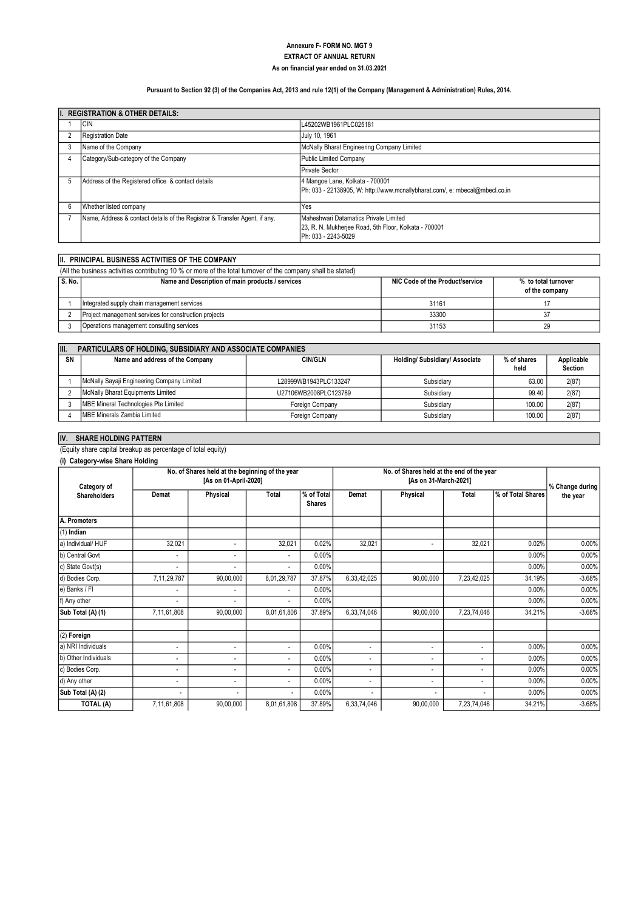# Annexure F- FORM NO. MGT 9

## EXTRACT OF ANNUAL RETURN

### As on financial year ended on 31.03.2021

**Pursuant to Section 92 (3) of the Companies Act, 2013 and rule 12(1) of the Company (Management & Administration) Rules, 2014.**

| I. REGISTRATION & OTHER DETAILS: | | |
|---|---|---|
| 1 | CIN | L45202WB1961PLC025181 |
| 2 | Registration Date | July 10, 1961 |
| 3 | Name of the Company | McNally Bharat Engineering Company Limited |
| 4 | Category/Sub-category of the Company | Public Limited Company |
| | | Private Sector |
| 5 | Address of the Registered office & contact details | 4 Mangoe Lane, Kolkata - 700001<br>Ph: 033 - 22138905, W: http://www.mcnallybharat.com/, e: mbecal@mbecl.co.in |
| 6 | Whether listed company | Yes |
| 7 | Name, Address & contact details of the Registrar & Transfer Agent, if any. | Maheshwari Datamatics Private Limited<br>23, R. N. Mukherjee Road, 5th Floor, Kolkata - 700001<br>Ph: 033 - 2243-5029 |

## II. PRINCIPAL BUSINESS ACTIVITIES OF THE COMPANY

(All the business activities contributing 10 % or more of the total turnover of the company shall be stated)

| S. No. | Name and Description of main products / services | NIC Code of the Product/service | % to total turnover of the company |
|---|---|---|---|
| 1 | Integrated supply chain management services | 31161 | 17 |
| 2 | Project management services for construction projects | 33300 | 37 |
| 3 | Operations management consulting services | 31153 | 29 |

## III. PARTICULARS OF HOLDING, SUBSIDIARY AND ASSOCIATE COMPANIES

| SN | Name and address of the Company | CIN/GLN | Holding/ Subsidiary/ Associate | % of shares held | Applicable Section |
|---|---|---|---|---|---|
| 1 | McNally Sayaji Engineering Company Limited | L28999WB1943PLC133247 | Subsidiary | 63.00 | 2(87) |
| 2 | McNally Bharat Equipments Limited | U27106WB2008PLC123789 | Subsidiary | 99.40 | 2(87) |
| 3 | MBE Mineral Technologies Pte Limited | Foreign Company | Subsidiary | 100.00 | 2(87) |
| 4 | MBE Minerals Zambia Limited | Foreign Company | Subsidiary | 100.00 | 2(87) |

## IV. SHARE HOLDING PATTERN

(Equity share capital breakup as percentage of total equity)

**(i) Category-wise Share Holding**

| Category of Shareholders | No. of Shares held at the beginning of the year [As on 01-April-2020] | | | | No. of Shares held at the end of the year [As on 31-March-2021] | | | | % Change during the year |
|---|---|---|---|---|---|---|---|---|---|
| | Demat | Physical | Total | % of Total Shares | Demat | Physical | Total | % of Total Shares | |
| **A. Promoters** | | | | | | | | | |
| (1) **Indian** | | | | | | | | | |
| a) Individual/ HUF | 32,021 | - | 32,021 | 0.02% | 32,021 | - | 32,021 | 0.02% | 0.00% |
| b) Central Govt | - | - | - | 0.00% | | | | 0.00% | 0.00% |
| c) State Govt(s) | - | - | - | 0.00% | | | | 0.00% | 0.00% |
| d) Bodies Corp. | 7,11,29,787 | 90,00,000 | 8,01,29,787 | 37.87% | 6,33,42,025 | 90,00,000 | 7,23,42,025 | 34.19% | -3.68% |
| e) Banks / FI | - | - | - | 0.00% | | | | 0.00% | 0.00% |
| f) Any other | - | - | - | 0.00% | | | | 0.00% | 0.00% |
| **Sub Total (A) (1)** | 7,11,61,808 | 90,00,000 | 8,01,61,808 | 37.89% | 6,33,74,046 | 90,00,000 | 7,23,74,046 | 34.21% | -3.68% |
| | | | | | | | | | |
| (2) **Foreign** | | | | | | | | | |
| a) NRI Individuals | - | - | - | 0.00% | - | - | - | 0.00% | 0.00% |
| b) Other Individuals | - | - | - | 0.00% | - | - | - | 0.00% | 0.00% |
| c) Bodies Corp. | - | - | - | 0.00% | - | - | - | 0.00% | 0.00% |
| d) Any other | - | - | - | 0.00% | - | - | - | 0.00% | 0.00% |
| **Sub Total (A) (2)** | - | - | - | 0.00% | - | - | - | 0.00% | 0.00% |
| **TOTAL (A)** | 7,11,61,808 | 90,00,000 | 8,01,61,808 | 37.89% | 6,33,74,046 | 90,00,000 | 7,23,74,046 | 34.21% | -3.68% |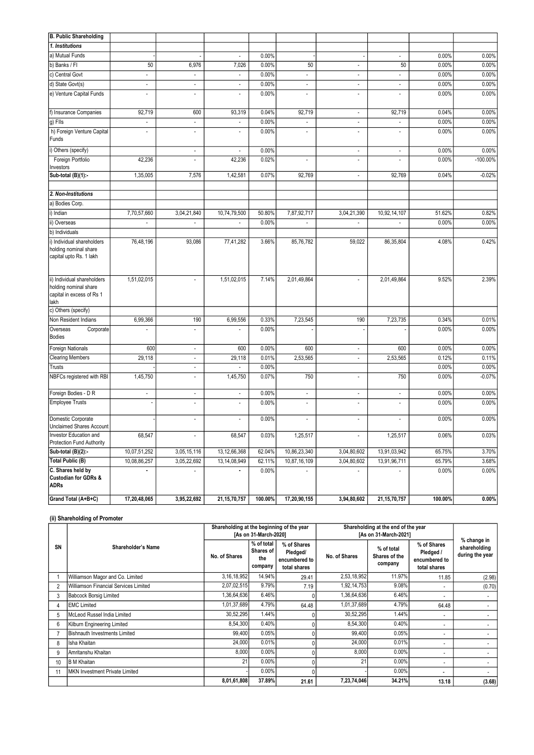| B. Public Shareholding | | | | | | | | | |
|---|---|---|---|---|---|---|---|---|---|
| *1. Institutions* | | | | | | | | | |
| a) Mutual Funds | - | - | - | 0.00% | - | - | - | 0.00% | 0.00% |
| b) Banks / FI | 50 | 6,976 | 7,026 | 0.00% | 50 | - | 50 | 0.00% | 0.00% |
| c) Central Govt | - | - | - | 0.00% | - | - | - | 0.00% | 0.00% |
| d) State Govt(s) | - | - | - | 0.00% | - | - | - | 0.00% | 0.00% |
| e) Venture Capital Funds | - | - | - | 0.00% | - | - | - | 0.00% | 0.00% |
| f) Insurance Companies | 92,719 | 600 | 93,319 | 0.04% | 92,719 | - | 92,719 | 0.04% | 0.00% |
| g) FIIs | - | - | - | 0.00% | - | - | - | 0.00% | 0.00% |
| h) Foreign Venture Capital Funds | - | - | - | 0.00% | - | - | - | 0.00% | 0.00% |
| i) Others (specify) | | - | - | 0.00% | | - | - | 0.00% | 0.00% |
| Foreign Portfolio Investors | 42,236 | - | 42,236 | 0.02% | - | - | - | 0.00% | -100.00% |
| **Sub-total (B)(1):-** | 1,35,005 | 7,576 | 1,42,581 | 0.07% | 92,769 | - | 92,769 | 0.04% | -0.02% |
| *2. Non-Institutions* | | | | | | | | | |
| a) Bodies Corp. | | | | | | | | | |
| i) Indian | 7,70,57,660 | 3,04,21,840 | 10,74,79,500 | 50.80% | 7,87,92,717 | 3,04,21,390 | 10,92,14,107 | 51.62% | 0.82% |
| ii) Overseas | - | - | - | 0.00% | - | - | - | 0.00% | 0.00% |
| b) Individuals | | | | | | | | | |
| i) Individual shareholders holding nominal share capital upto Rs. 1 lakh | 76,48,196 | 93,086 | 77,41,282 | 3.66% | 85,76,782 | 59,022 | 86,35,804 | 4.08% | 0.42% |
| ii) Individual shareholders holding nominal share capital in excess of Rs 1 lakh | 1,51,02,015 | - | 1,51,02,015 | 7.14% | 2,01,49,864 | - | 2,01,49,864 | 9.52% | 2.39% |
| c) Others (specify) | | | | | | | | | |
| Non Resident Indians | 6,99,366 | 190 | 6,99,556 | 0.33% | 7,23,545 | 190 | 7,23,735 | 0.34% | 0.01% |
| Overseas Corporate Bodies | - | - | - | 0.00% | - | - | - | 0.00% | 0.00% |
| Foreign Nationals | 600 | - | 600 | 0.00% | 600 | - | 600 | 0.00% | 0.00% |
| Clearing Members | 29,118 | - | 29,118 | 0.01% | 2,53,565 | - | 2,53,565 | 0.12% | 0.11% |
| Trusts | - | - | - | 0.00% | | | | 0.00% | 0.00% |
| NBFCs registered with RBI | 1,45,750 | - | 1,45,750 | 0.07% | 750 | - | 750 | 0.00% | -0.07% |
| Foreign Bodies - D R | - | - | - | 0.00% | - | - | - | 0.00% | 0.00% |
| Employee Trusts | - | - | - | 0.00% | - | - | - | 0.00% | 0.00% |
| Domestic Corporate Unclaimed Shares Account | - | - | - | 0.00% | - | - | - | 0.00% | 0.00% |
| Investor Education and Protection Fund Authority | 68,547 | - | 68,547 | 0.03% | 1,25,517 | - | 1,25,517 | 0.06% | 0.03% |
| **Sub-total (B)(2):-** | 10,07,51,252 | 3,05,15,116 | 13,12,66,368 | 62.04% | 10,86,23,340 | 3,04,80,602 | 13,91,03,942 | 65.75% | 3.70% |
| **Total Public (B)** | 10,08,86,257 | 3,05,22,692 | 13,14,08,949 | 62.11% | 10,87,16,109 | 3,04,80,602 | 13,91,96,711 | 65.79% | 3.68% |
| **C. Shares held by Custodian for GDRs & ADRs** | - | - | - | 0.00% | - | - | - | 0.00% | 0.00% |
| **Grand Total (A+B+C)** | **17,20,48,065** | **3,95,22,692** | **21,15,70,757** | **100.00%** | **17,20,90,155** | **3,94,80,602** | **21,15,70,757** | **100.00%** | **0.00%** |

### (ii) Shareholding of Promoter

| SN | Shareholder's Name | Shareholding at the beginning of the year [As on 31-March-2020] | | | Shareholding at the end of the year [As on 31-March-2021] | | | % change in shareholding during the year |
|---|---|---|---|---|---|---|---|---|
| | | No. of Shares | % of total Shares of the company | % of Shares Pledged/ encumbered to total shares | No. of Shares | % of total Shares of the company | % of Shares Pledged / encumbered to total shares | |
| 1 | Williamson Magor and Co. Limited | 3,16,18,952 | 14.94% | 29.41 | 2,53,18,952 | 11.97% | 11.85 | (2.98) |
| 2 | Williamson Financial Services Limited | 2,07,02,515 | 9.79% | 7.19 | 1,92,14,753 | 9.08% | - | (0.70) |
| 3 | Babcock Borsig Limited | 1,36,64,636 | 6.46% | 0 | 1,36,64,636 | 6.46% | - | - |
| 4 | EMC Limited | 1,01,37,689 | 4.79% | 64.48 | 1,01,37,689 | 4.79% | 64.48 | - |
| 5 | McLeod Russel India Limited | 30,52,295 | 1.44% | 0 | 30,52,295 | 1.44% | - | - |
| 6 | Kilburn Engineering Limited | 8,54,300 | 0.40% | 0 | 8,54,300 | 0.40% | - | - |
| 7 | Bishnauth Investments Limited | 99,400 | 0.05% | 0 | 99,400 | 0.05% | - | - |
| 8 | Isha Khaitan | 24,000 | 0.01% | 0 | 24,000 | 0.01% | - | - |
| 9 | Amritanshu Khaitan | 8,000 | 0.00% | 0 | 8,000 | 0.00% | - | - |
| 10 | B M Khaitan | 21 | 0.00% | 0 | 21 | 0.00% | - | - |
| 11 | MKN Investment Private Limited | - | 0.00% | 0 | - | 0.00% | - | - |
| | | **8,01,61,808** | **37.89%** | **21.61** | **7,23,74,046** | **34.21%** | **13.18** | **(3.68)** |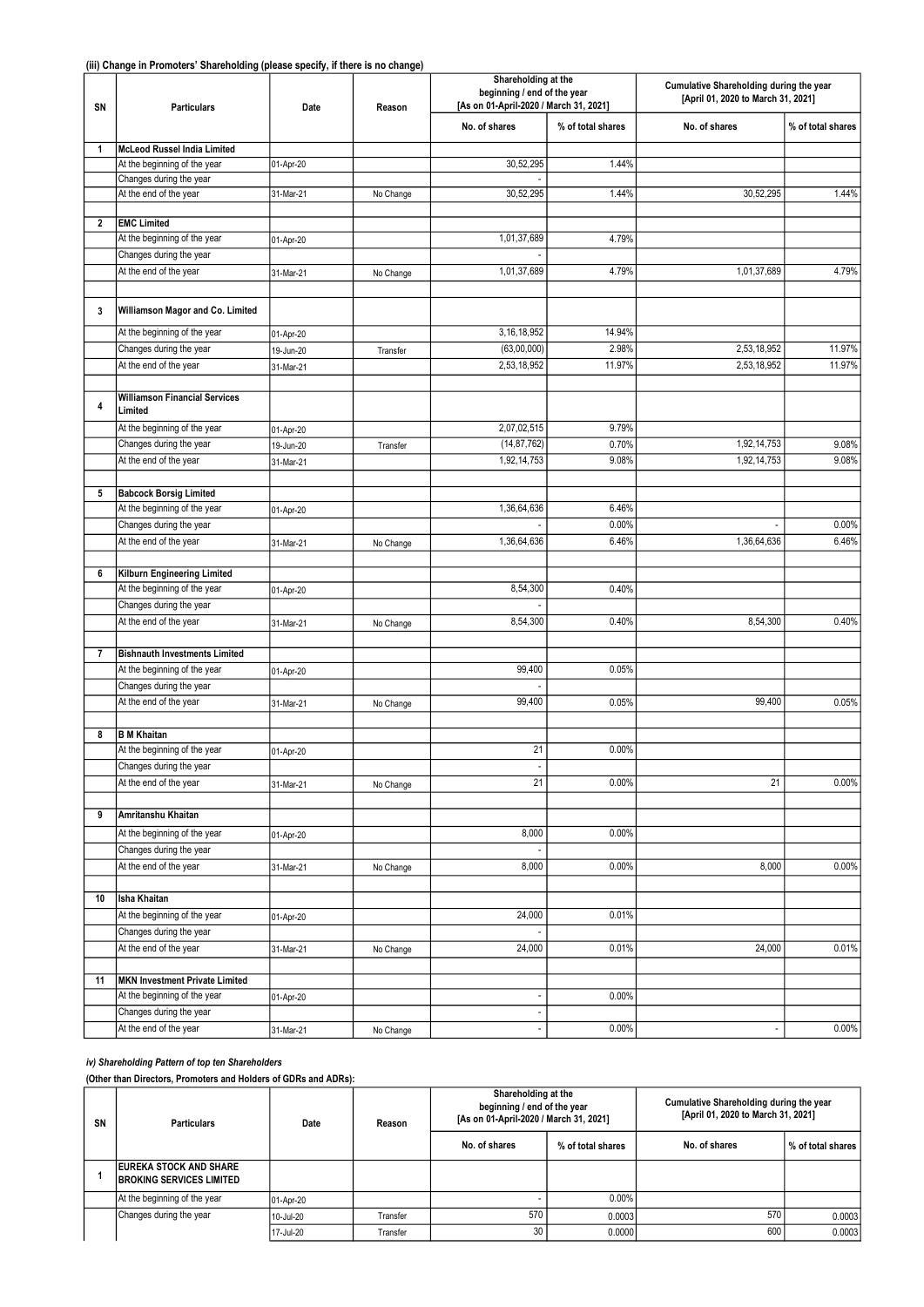**(iii) Change in Promoters' Shareholding (please specify, if there is no change)**

| SN | Particulars | Date | Reason | Shareholding at the beginning / end of the year [As on 01-April-2020 / March 31, 2021] | | Cumulative Shareholding during the year [April 01, 2020 to March 31, 2021] | |
|---|---|---|---|---|---|---|---|
| | | | | No. of shares | % of total shares | No. of shares | % of total shares |
| 1 | **McLeod Russel India Limited** | | | | | | |
| | At the beginning of the year | 01-Apr-20 | | 30,52,295 | 1.44% | | |
| | Changes during the year | | | - | | | |
| | At the end of the year | 31-Mar-21 | No Change | 30,52,295 | 1.44% | 30,52,295 | 1.44% |
| 2 | **EMC Limited** | | | | | | |
| | At the beginning of the year | 01-Apr-20 | | 1,01,37,689 | 4.79% | | |
| | Changes during the year | | | - | | | |
| | At the end of the year | 31-Mar-21 | No Change | 1,01,37,689 | 4.79% | 1,01,37,689 | 4.79% |
| 3 | **Williamson Magor and Co. Limited** | | | | | | |
| | At the beginning of the year | 01-Apr-20 | | 3,16,18,952 | 14.94% | | |
| | Changes during the year | 19-Jun-20 | Transfer | (63,00,000) | 2.98% | 2,53,18,952 | 11.97% |
| | At the end of the year | 31-Mar-21 | | 2,53,18,952 | 11.97% | 2,53,18,952 | 11.97% |
| 4 | **Williamson Financial Services Limited** | | | | | | |
| | At the beginning of the year | 01-Apr-20 | | 2,07,02,515 | 9.79% | | |
| | Changes during the year | 19-Jun-20 | Transfer | (14,87,762) | 0.70% | 1,92,14,753 | 9.08% |
| | At the end of the year | 31-Mar-21 | | 1,92,14,753 | 9.08% | 1,92,14,753 | 9.08% |
| 5 | **Babcock Borsig Limited** | | | | | | |
| | At the beginning of the year | 01-Apr-20 | | 1,36,64,636 | 6.46% | | |
| | Changes during the year | | | - | 0.00% | - | 0.00% |
| | At the end of the year | 31-Mar-21 | No Change | 1,36,64,636 | 6.46% | 1,36,64,636 | 6.46% |
| 6 | **Kilburn Engineering Limited** | | | | | | |
| | At the beginning of the year | 01-Apr-20 | | 8,54,300 | 0.40% | | |
| | Changes during the year | | | - | | | |
| | At the end of the year | 31-Mar-21 | No Change | 8,54,300 | 0.40% | 8,54,300 | 0.40% |
| 7 | **Bishnauth Investments Limited** | | | | | | |
| | At the beginning of the year | 01-Apr-20 | | 99,400 | 0.05% | | |
| | Changes during the year | | | - | | | |
| | At the end of the year | 31-Mar-21 | No Change | 99,400 | 0.05% | 99,400 | 0.05% |
| 8 | **B M Khaitan** | | | | | | |
| | At the beginning of the year | 01-Apr-20 | | 21 | 0.00% | | |
| | Changes during the year | | | - | | | |
| | At the end of the year | 31-Mar-21 | No Change | 21 | 0.00% | 21 | 0.00% |
| 9 | **Amritanshu Khaitan** | | | | | | |
| | At the beginning of the year | 01-Apr-20 | | 8,000 | 0.00% | | |
| | Changes during the year | | | - | | | |
| | At the end of the year | 31-Mar-21 | No Change | 8,000 | 0.00% | 8,000 | 0.00% |
| 10 | **Isha Khaitan** | | | | | | |
| | At the beginning of the year | 01-Apr-20 | | 24,000 | 0.01% | | |
| | Changes during the year | | | - | | | |
| | At the end of the year | 31-Mar-21 | No Change | 24,000 | 0.01% | 24,000 | 0.01% |
| 11 | **MKN Investment Private Limited** | | | | | | |
| | At the beginning of the year | 01-Apr-20 | | - | 0.00% | | |
| | Changes during the year | | | - | | | |
| | At the end of the year | 31-Mar-21 | No Change | - | 0.00% | - | 0.00% |

***iv) Shareholding Pattern of top ten Shareholders***

**(Other than Directors, Promoters and Holders of GDRs and ADRs):**

| SN | Particulars | Date | Reason | Shareholding at the beginning / end of the year [As on 01-April-2020 / March 31, 2021] | | Cumulative Shareholding during the year [April 01, 2020 to March 31, 2021] | |
|---|---|---|---|---|---|---|---|
| | | | | No. of shares | % of total shares | No. of shares | % of total shares |
| 1 | **EUREKA STOCK AND SHARE BROKING SERVICES LIMITED** | | | | | | |
| | At the beginning of the year | 01-Apr-20 | | - | 0.00% | | |
| | Changes during the year | 10-Jul-20 | Transfer | 570 | 0.0003 | 570 | 0.0003 |
| | | 17-Jul-20 | Transfer | 30 | 0.0000 | 600 | 0.0003 |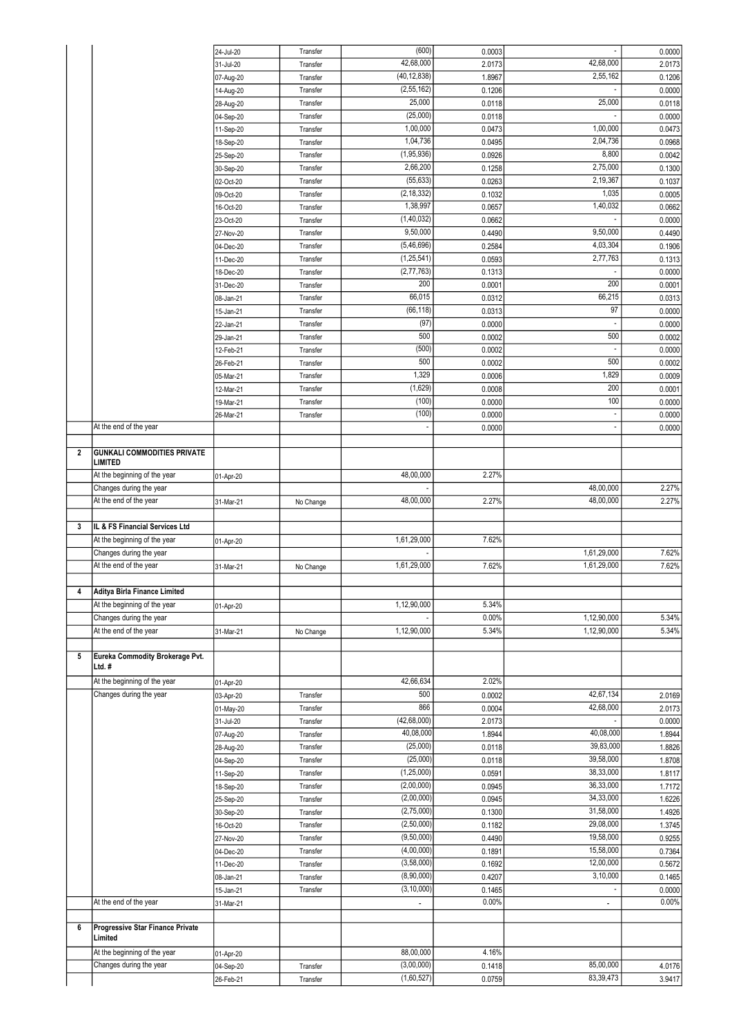| | | | | | | | |
|---|---|---|---|---|---|---|---|
| | | 24-Jul-20 | Transfer | (600) | 0.0003 | - | 0.0000 |
| | | 31-Jul-20 | Transfer | 42,68,000 | 2.0173 | 42,68,000 | 2.0173 |
| | | 07-Aug-20 | Transfer | (40,12,838) | 1.8967 | 2,55,162 | 0.1206 |
| | | 14-Aug-20 | Transfer | (2,55,162) | 0.1206 | - | 0.0000 |
| | | 28-Aug-20 | Transfer | 25,000 | 0.0118 | 25,000 | 0.0118 |
| | | 04-Sep-20 | Transfer | (25,000) | 0.0118 | - | 0.0000 |
| | | 11-Sep-20 | Transfer | 1,00,000 | 0.0473 | 1,00,000 | 0.0473 |
| | | 18-Sep-20 | Transfer | 1,04,736 | 0.0495 | 2,04,736 | 0.0968 |
| | | 25-Sep-20 | Transfer | (1,95,936) | 0.0926 | 8,800 | 0.0042 |
| | | 30-Sep-20 | Transfer | 2,66,200 | 0.1258 | 2,75,000 | 0.1300 |
| | | 02-Oct-20 | Transfer | (55,633) | 0.0263 | 2,19,367 | 0.1037 |
| | | 09-Oct-20 | Transfer | (2,18,332) | 0.1032 | 1,035 | 0.0005 |
| | | 16-Oct-20 | Transfer | 1,38,997 | 0.0657 | 1,40,032 | 0.0662 |
| | | 23-Oct-20 | Transfer | (1,40,032) | 0.0662 | - | 0.0000 |
| | | 27-Nov-20 | Transfer | 9,50,000 | 0.4490 | 9,50,000 | 0.4490 |
| | | 04-Dec-20 | Transfer | (5,46,696) | 0.2584 | 4,03,304 | 0.1906 |
| | | 11-Dec-20 | Transfer | (1,25,541) | 0.0593 | 2,77,763 | 0.1313 |
| | | 18-Dec-20 | Transfer | (2,77,763) | 0.1313 | - | 0.0000 |
| | | 31-Dec-20 | Transfer | 200 | 0.0001 | 200 | 0.0001 |
| | | 08-Jan-21 | Transfer | 66,015 | 0.0312 | 66,215 | 0.0313 |
| | | 15-Jan-21 | Transfer | (66,118) | 0.0313 | 97 | 0.0000 |
| | | 22-Jan-21 | Transfer | (97) | 0.0000 | - | 0.0000 |
| | | 29-Jan-21 | Transfer | 500 | 0.0002 | 500 | 0.0002 |
| | | 12-Feb-21 | Transfer | (500) | 0.0002 | - | 0.0000 |
| | | 26-Feb-21 | Transfer | 500 | 0.0002 | 500 | 0.0002 |
| | | 05-Mar-21 | Transfer | 1,329 | 0.0006 | 1,829 | 0.0009 |
| | | 12-Mar-21 | Transfer | (1,629) | 0.0008 | 200 | 0.0001 |
| | | 19-Mar-21 | Transfer | (100) | 0.0000 | 100 | 0.0000 |
| | | 26-Mar-21 | Transfer | (100) | 0.0000 | - | 0.0000 |
| | At the end of the year | | | - | 0.0000 | - | 0.0000 |
| | | | | | | | |
| **2** | **GUNKALI COMMODITIES PRIVATE LIMITED** | | | | | | |
| | At the beginning of the year | 01-Apr-20 | | 48,00,000 | 2.27% | | |
| | Changes during the year | | | - | | 48,00,000 | 2.27% |
| | At the end of the year | 31-Mar-21 | No Change | 48,00,000 | 2.27% | 48,00,000 | 2.27% |
| | | | | | | | |
| **3** | **IL & FS Financial Services Ltd** | | | | | | |
| | At the beginning of the year | 01-Apr-20 | | 1,61,29,000 | 7.62% | | |
| | Changes during the year | | | - | | 1,61,29,000 | 7.62% |
| | At the end of the year | 31-Mar-21 | No Change | 1,61,29,000 | 7.62% | 1,61,29,000 | 7.62% |
| | | | | | | | |
| **4** | **Aditya Birla Finance Limited** | | | | | | |
| | At the beginning of the year | 01-Apr-20 | | 1,12,90,000 | 5.34% | | |
| | Changes during the year | | | - | 0.00% | 1,12,90,000 | 5.34% |
| | At the end of the year | 31-Mar-21 | No Change | 1,12,90,000 | 5.34% | 1,12,90,000 | 5.34% |
| | | | | | | | |
| **5** | **Eureka Commodity Brokerage Pvt. Ltd. #** | | | | | | |
| | At the beginning of the year | 01-Apr-20 | | 42,66,634 | 2.02% | | |
| | Changes during the year | 03-Apr-20 | Transfer | 500 | 0.0002 | 42,67,134 | 2.0169 |
| | | 01-May-20 | Transfer | 866 | 0.0004 | 42,68,000 | 2.0173 |
| | | 31-Jul-20 | Transfer | (42,68,000) | 2.0173 | - | 0.0000 |
| | | 07-Aug-20 | Transfer | 40,08,000 | 1.8944 | 40,08,000 | 1.8944 |
| | | 28-Aug-20 | Transfer | (25,000) | 0.0118 | 39,83,000 | 1.8826 |
| | | 04-Sep-20 | Transfer | (25,000) | 0.0118 | 39,58,000 | 1.8708 |
| | | 11-Sep-20 | Transfer | (1,25,000) | 0.0591 | 38,33,000 | 1.8117 |
| | | 18-Sep-20 | Transfer | (2,00,000) | 0.0945 | 36,33,000 | 1.7172 |
| | | 25-Sep-20 | Transfer | (2,00,000) | 0.0945 | 34,33,000 | 1.6226 |
| | | 30-Sep-20 | Transfer | (2,75,000) | 0.1300 | 31,58,000 | 1.4926 |
| | | 16-Oct-20 | Transfer | (2,50,000) | 0.1182 | 29,08,000 | 1.3745 |
| | | 27-Nov-20 | Transfer | (9,50,000) | 0.4490 | 19,58,000 | 0.9255 |
| | | 04-Dec-20 | Transfer | (4,00,000) | 0.1891 | 15,58,000 | 0.7364 |
| | | 11-Dec-20 | Transfer | (3,58,000) | 0.1692 | 12,00,000 | 0.5672 |
| | | 08-Jan-21 | Transfer | (8,90,000) | 0.4207 | 3,10,000 | 0.1465 |
| | | 15-Jan-21 | Transfer | (3,10,000) | 0.1465 | - | 0.0000 |
| | At the end of the year | 31-Mar-21 | | - | 0.00% | - | 0.00% |
| | | | | | | | |
| **6** | **Progressive Star Finance Private Limited** | | | | | | |
| | At the beginning of the year | 01-Apr-20 | | 88,00,000 | 4.16% | | |
| | Changes during the year | 04-Sep-20 | Transfer | (3,00,000) | 0.1418 | 85,00,000 | 4.0176 |
| | | 26-Feb-21 | Transfer | (1,60,527) | 0.0759 | 83,39,473 | 3.9417 |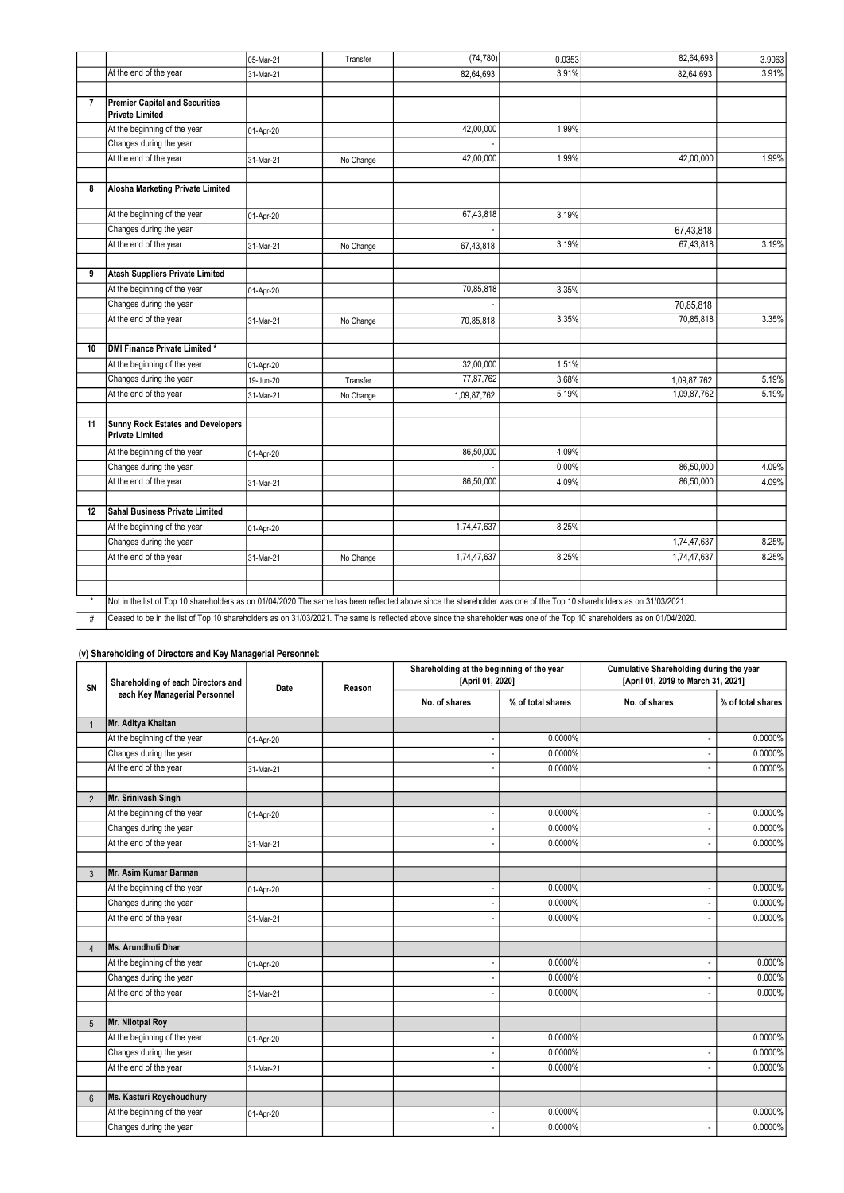| | | 05-Mar-21 | Transfer | (74,780) | 0.0353 | 82,64,693 | 3.9063 |
|---|---|---|---|---|---|---|---|
| | At the end of the year | 31-Mar-21 | | 82,64,693 | 3.91% | 82,64,693 | 3.91% |
| | | | | | | | |
| 7 | **Premier Capital and Securities Private Limited** | | | | | | |
| | At the beginning of the year | 01-Apr-20 | | 42,00,000 | 1.99% | | |
| | Changes during the year | | | - | | | |
| | At the end of the year | 31-Mar-21 | No Change | 42,00,000 | 1.99% | 42,00,000 | 1.99% |
| | | | | | | | |
| 8 | **Alosha Marketing Private Limited** | | | | | | |
| | At the beginning of the year | 01-Apr-20 | | 67,43,818 | 3.19% | | |
| | Changes during the year | | | - | | 67,43,818 | |
| | At the end of the year | 31-Mar-21 | No Change | 67,43,818 | 3.19% | 67,43,818 | 3.19% |
| | | | | | | | |
| 9 | **Atash Suppliers Private Limited** | | | | | | |
| | At the beginning of the year | 01-Apr-20 | | 70,85,818 | 3.35% | | |
| | Changes during the year | | | - | | 70,85,818 | |
| | At the end of the year | 31-Mar-21 | No Change | 70,85,818 | 3.35% | 70,85,818 | 3.35% |
| | | | | | | | |
| 10 | **DMI Finance Private Limited *** | | | | | | |
| | At the beginning of the year | 01-Apr-20 | | 32,00,000 | 1.51% | | |
| | Changes during the year | 19-Jun-20 | Transfer | 77,87,762 | 3.68% | 1,09,87,762 | 5.19% |
| | At the end of the year | 31-Mar-21 | No Change | 1,09,87,762 | 5.19% | 1,09,87,762 | 5.19% |
| | | | | | | | |
| 11 | **Sunny Rock Estates and Developers Private Limited** | | | | | | |
| | At the beginning of the year | 01-Apr-20 | | 86,50,000 | 4.09% | | |
| | Changes during the year | | | - | 0.00% | 86,50,000 | 4.09% |
| | At the end of the year | 31-Mar-21 | | 86,50,000 | 4.09% | 86,50,000 | 4.09% |
| | | | | | | | |
| 12 | **Sahal Business Private Limited** | | | | | | |
| | At the beginning of the year | 01-Apr-20 | | 1,74,47,637 | 8.25% | | |
| | Changes during the year | | | | | 1,74,47,637 | 8.25% |
| | At the end of the year | 31-Mar-21 | No Change | 1,74,47,637 | 8.25% | 1,74,47,637 | 8.25% |
| | | | | | | | |
| | | | | | | | |
| * | Not in the list of Top 10 shareholders as on 01/04/2020 The same has been reflected above since the shareholder was one of the Top 10 shareholders as on 31/03/2021. | | | | | | |
| # | Ceased to be in the list of Top 10 shareholders as on 31/03/2021. The same is reflected above since the shareholder was one of the Top 10 shareholders as on 01/04/2020. | | | | | | |

### (v) Shareholding of Directors and Key Managerial Personnel:

| SN | Shareholding of each Directors and each Key Managerial Personnel | Date | Reason | Shareholding at the beginning of the year [April 01, 2020] | | Cumulative Shareholding during the year [April 01, 2019 to March 31, 2021] | |
|---|---|---|---|---|---|---|---|
| | | | | No. of shares | % of total shares | No. of shares | % of total shares |
| 1 | **Mr. Aditya Khaitan** | | | | | | |
| | At the beginning of the year | 01-Apr-20 | | - | 0.0000% | - | 0.0000% |
| | Changes during the year | | | - | 0.0000% | - | 0.0000% |
| | At the end of the year | 31-Mar-21 | | - | 0.0000% | - | 0.0000% |
| | | | | | | | |
| 2 | **Mr. Srinivash Singh** | | | | | | |
| | At the beginning of the year | 01-Apr-20 | | - | 0.0000% | - | 0.0000% |
| | Changes during the year | | | - | 0.0000% | - | 0.0000% |
| | At the end of the year | 31-Mar-21 | | - | 0.0000% | - | 0.0000% |
| | | | | | | | |
| 3 | **Mr. Asim Kumar Barman** | | | | | | |
| | At the beginning of the year | 01-Apr-20 | | - | 0.0000% | - | 0.0000% |
| | Changes during the year | | | - | 0.0000% | - | 0.0000% |
| | At the end of the year | 31-Mar-21 | | - | 0.0000% | - | 0.0000% |
| | | | | | | | |
| 4 | **Ms. Arundhuti Dhar** | | | | | | |
| | At the beginning of the year | 01-Apr-20 | | - | 0.0000% | - | 0.000% |
| | Changes during the year | | | - | 0.0000% | - | 0.000% |
| | At the end of the year | 31-Mar-21 | | - | 0.0000% | - | 0.000% |
| | | | | | | | |
| 5 | **Mr. Nilotpal Roy** | | | | | | |
| | At the beginning of the year | 01-Apr-20 | | - | 0.0000% | | 0.0000% |
| | Changes during the year | | | - | 0.0000% | - | 0.0000% |
| | At the end of the year | 31-Mar-21 | | - | 0.0000% | - | 0.0000% |
| | | | | | | | |
| 6 | **Ms. Kasturi Roychoudhury** | | | | | | |
| | At the beginning of the year | 01-Apr-20 | | - | 0.0000% | | 0.0000% |
| | Changes during the year | | | - | 0.0000% | - | 0.0000% |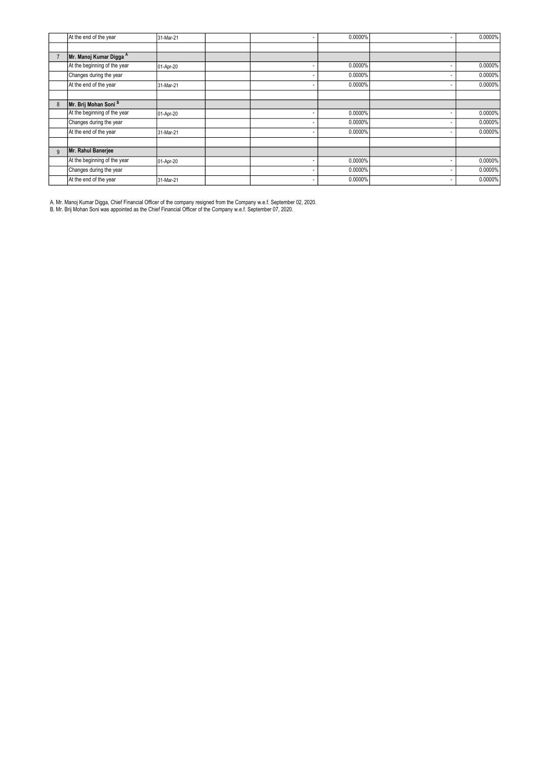| | | | | | | | |
|---|---|---|---|---|---|---|---|
| | At the end of the year | 31-Mar-21 | | - | 0.0000% | - | 0.0000% |
| | | | | | | | |
| 7 | **Mr. Manoj Kumar Digga [A]** | | | | | | |
| | At the beginning of the year | 01-Apr-20 | | - | 0.0000% | - | 0.0000% |
| | Changes during the year | | | - | 0.0000% | - | 0.0000% |
| | At the end of the year | 31-Mar-21 | | - | 0.0000% | - | 0.0000% |
| | | | | | | | |
| 8 | **Mr. Brij Mohan Soni [B]** | | | | | | |
| | At the beginning of the year | 01-Apr-20 | | - | 0.0000% | - | 0.0000% |
| | Changes during the year | | | - | 0.0000% | - | 0.0000% |
| | At the end of the year | 31-Mar-21 | | - | 0.0000% | - | 0.0000% |
| | | | | | | | |
| 9 | **Mr. Rahul Banerjee** | | | | | | |
| | At the beginning of the year | 01-Apr-20 | | - | 0.0000% | - | 0.0000% |
| | Changes during the year | | | - | 0.0000% | - | 0.0000% |
| | At the end of the year | 31-Mar-21 | | - | 0.0000% | - | 0.0000% |

A. Mr. Manoj Kumar Digga, Chief Financial Officer of the company resigned from the Company w.e.f. September 02, 2020.
B. Mr. Brij Mohan Soni was appointed as the Chief Financial Officer of the Company w.e.f. September 07, 2020.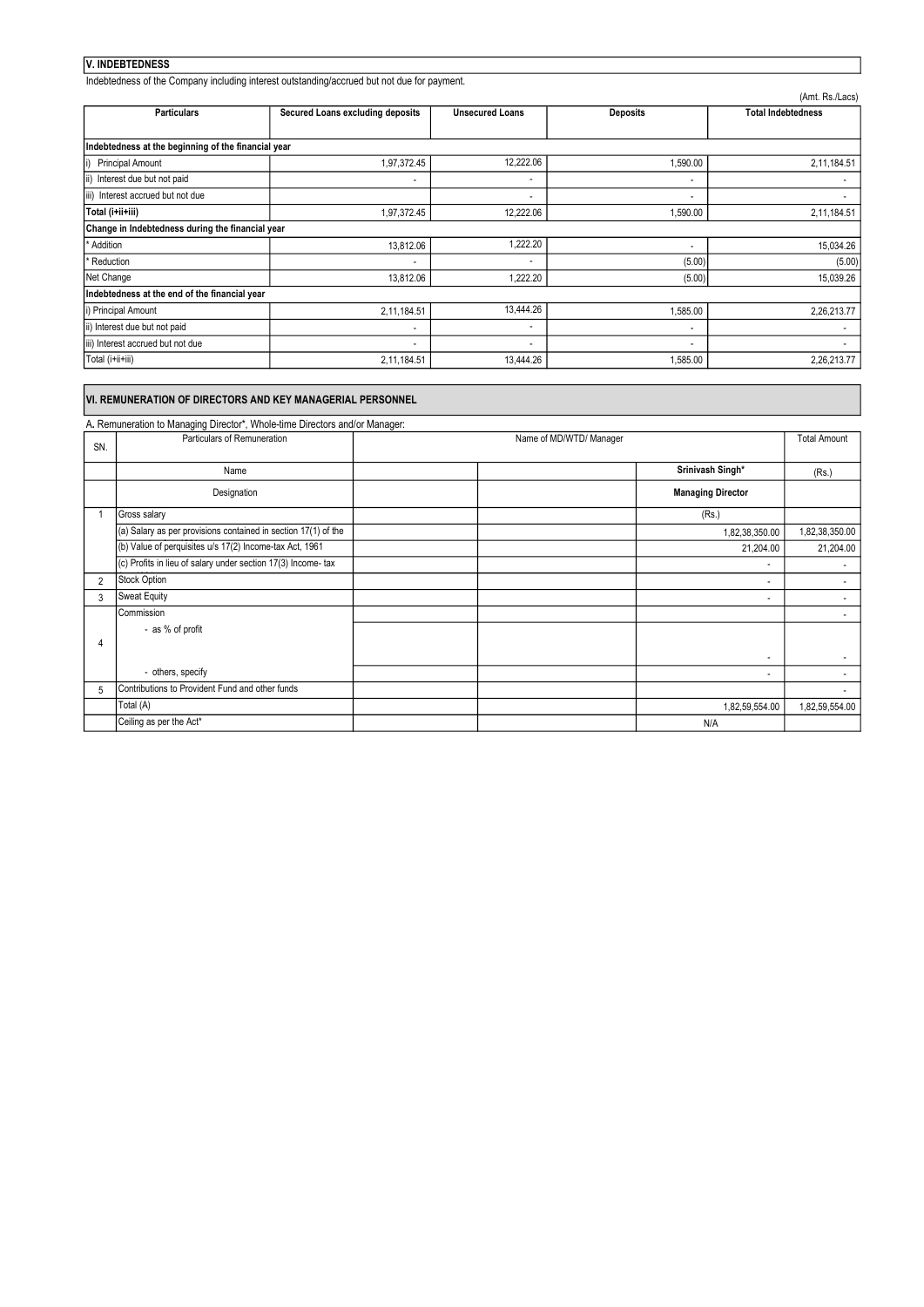## V. INDEBTEDNESS

Indebtedness of the Company including interest outstanding/accrued but not due for payment.

(Amt. Rs./Lacs)

| Particulars | Secured Loans excluding deposits | Unsecured Loans | Deposits | Total Indebtedness |
|---|---|---|---|---|
| **Indebtedness at the beginning of the financial year** | | | | |
| i) Principal Amount | 1,97,372.45 | 12,222.06 | 1,590.00 | 2,11,184.51 |
| ii) Interest due but not paid | - | - | - | - |
| iii) Interest accrued but not due | | - | - | - |
| **Total (i+ii+iii)** | 1,97,372.45 | 12,222.06 | 1,590.00 | 2,11,184.51 |
| **Change in Indebtedness during the financial year** | | | | |
| * Addition | 13,812.06 | 1,222.20 | - | 15,034.26 |
| * Reduction | - | - | (5.00) | (5.00) |
| Net Change | 13,812.06 | 1,222.20 | (5.00) | 15,039.26 |
| **Indebtedness at the end of the financial year** | | | | |
| i) Principal Amount | 2,11,184.51 | 13,444.26 | 1,585.00 | 2,26,213.77 |
| ii) Interest due but not paid | - | - | - | - |
| iii) Interest accrued but not due | - | - | - | - |
| Total (i+ii+iii) | 2,11,184.51 | 13,444.26 | 1,585.00 | 2,26,213.77 |

## VI. REMUNERATION OF DIRECTORS AND KEY MANAGERIAL PERSONNEL

A. Remuneration to Managing Director*, Whole-time Directors and/or Manager:

| SN. | Particulars of Remuneration | Name of MD/WTD/ Manager | | | Total Amount |
|---|---|---|---|---|---|
| | Name | | | **Srinivash Singh*** | (Rs.) |
| | Designation | | | **Managing Director** | |
| 1 | Gross salary | | | (Rs.) | |
| | (a) Salary as per provisions contained in section 17(1) of the | | | 1,82,38,350.00 | 1,82,38,350.00 |
| | (b) Value of perquisites u/s 17(2) Income-tax Act, 1961 | | | 21,204.00 | 21,204.00 |
| | (c) Profits in lieu of salary under section 17(3) Income- tax | | | - | - |
| 2 | Stock Option | | | - | - |
| 3 | Sweat Equity | | | - | - |
| 4 | Commission | | | | - |
| | - as % of profit | | | - | - |
| | - others, specify | | | - | - |
| 5 | Contributions to Provident Fund and other funds | | | | - |
| | Total (A) | | | 1,82,59,554.00 | 1,82,59,554.00 |
| | Ceiling as per the Act* | | | N/A | |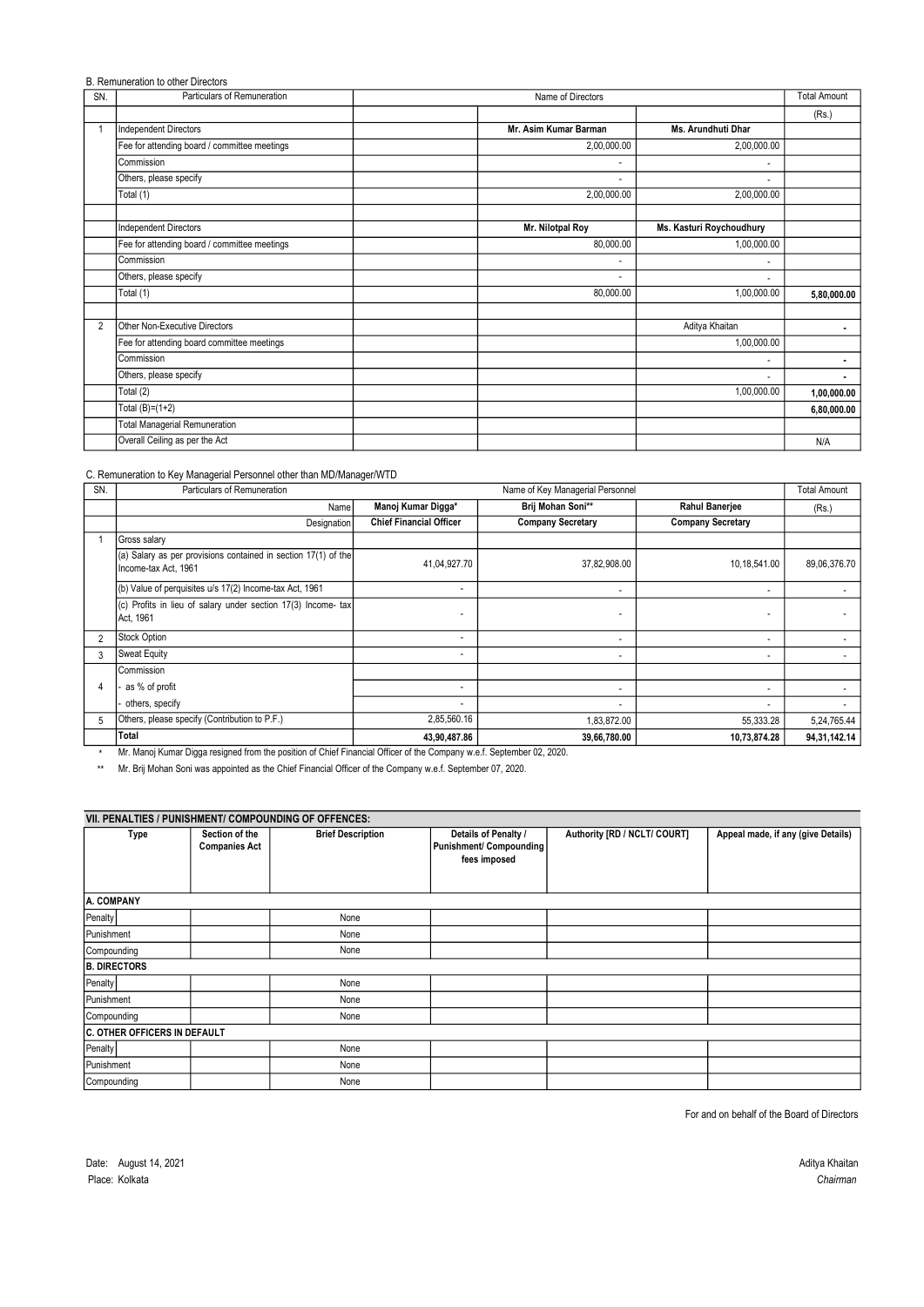B. Remuneration to other Directors

| SN. | Particulars of Remuneration | Name of Directors | | | Total Amount |
|---|---|---|---|---|---|
| | | | | | (Rs.) |
| 1 | Independent Directors | | Mr. Asim Kumar Barman | Ms. Arundhuti Dhar | |
| | Fee for attending board / committee meetings | | 2,00,000.00 | 2,00,000.00 | |
| | Commission | | - | - | |
| | Others, please specify | | - | - | |
| | Total (1) | | 2,00,000.00 | 2,00,000.00 | |
| | | | | | |
| | Independent Directors | | Mr. Nilotpal Roy | Ms. Kasturi Roychoudhury | |
| | Fee for attending board / committee meetings | | 80,000.00 | 1,00,000.00 | |
| | Commission | | - | - | |
| | Others, please specify | | - | - | |
| | Total (1) | | 80,000.00 | 1,00,000.00 | 5,80,000.00 |
| | | | | | |
| 2 | Other Non-Executive Directors | | | Aditya Khaitan | - |
| | Fee for attending board committee meetings | | | 1,00,000.00 | |
| | Commission | | | - | - |
| | Others, please specify | | | - | - |
| | Total (2) | | | 1,00,000.00 | 1,00,000.00 |
| | Total (B)=(1+2) | | | | 6,80,000.00 |
| | Total Managerial Remuneration | | | | |
| | Overall Ceiling as per the Act | | | | N/A |

C. Remuneration to Key Managerial Personnel other than MD/Manager/WTD

| SN. | Particulars of Remuneration | Name of Key Managerial Personnel | | | Total Amount |
|---|---|---|---|---|---|
| | Name | Manoj Kumar Digga* | Brij Mohan Soni** | Rahul Banerjee | (Rs.) |
| | Designation | Chief Financial Officer | Company Secretary | Company Secretary | |
| 1 | Gross salary | | | | |
| | (a) Salary as per provisions contained in section 17(1) of the Income-tax Act, 1961 | 41,04,927.70 | 37,82,908.00 | 10,18,541.00 | 89,06,376.70 |
| | (b) Value of perquisites u/s 17(2) Income-tax Act, 1961 | - | - | - | - |
| | (c) Profits in lieu of salary under section 17(3) Income- tax Act, 1961 | - | - | - | - |
| 2 | Stock Option | - | - | - | - |
| 3 | Sweat Equity | - | - | - | - |
| 4 | Commission | | | | |
| | - as % of profit | - | - | - | - |
| | - others, specify | - | - | - | - |
| 5 | Others, please specify (Contribution to P.F.) | 2,85,560.16 | 1,83,872.00 | 55,333.28 | 5,24,765.44 |
| | Total | 43,90,487.86 | 39,66,780.00 | 10,73,874.28 | 94,31,142.14 |

\* Mr. Manoj Kumar Digga resigned from the position of Chief Financial Officer of the Company w.e.f. September 02, 2020.

\*\* Mr. Brij Mohan Soni was appointed as the Chief Financial Officer of the Company w.e.f. September 07, 2020.

## VII. PENALTIES / PUNISHMENT/ COMPOUNDING OF OFFENCES:

| Type | Section of the Companies Act | Brief Description | Details of Penalty / Punishment/ Compounding fees imposed | Authority [RD / NCLT/ COURT] | Appeal made, if any (give Details) |
|---|---|---|---|---|---|
| **A. COMPANY** | | | | | |
| Penalty | | None | | | |
| Punishment | | None | | | |
| Compounding | | None | | | |
| **B. DIRECTORS** | | | | | |
| Penalty | | None | | | |
| Punishment | | None | | | |
| Compounding | | None | | | |
| **C. OTHER OFFICERS IN DEFAULT** | | | | | |
| Penalty | | None | | | |
| Punishment | | None | | | |
| Compounding | | None | | | |

For and on behalf of the Board of Directors

Date: August 14, 2021
Place: Kolkata

Aditya Khaitan
*Chairman*